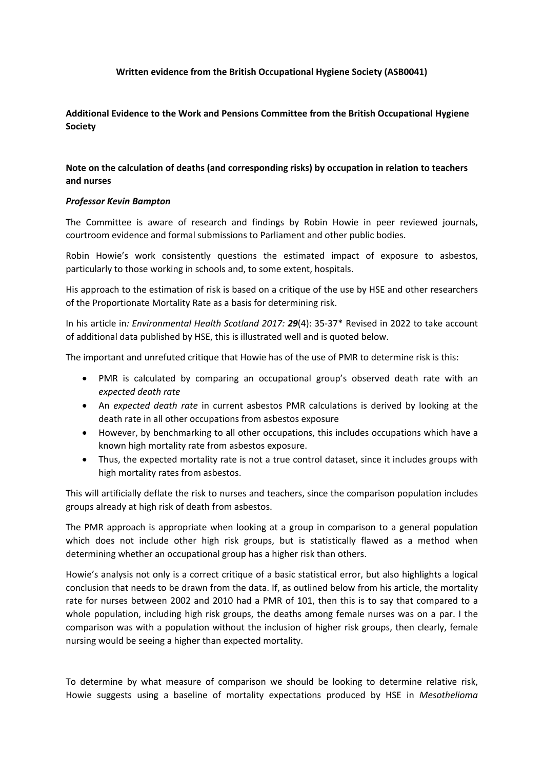**Written evidence from the British Occupational Hygiene Society (ASB0041)**

**Additional Evidence to the Work and Pensions Committee from the British Occupational Hygiene Society**

**Note on the calculation of deaths (and corresponding risks) by occupation in relation to teachers and nurses**

***Professor Kevin Bampton***

The Committee is aware of research and findings by Robin Howie in peer reviewed journals, courtroom evidence and formal submissions to Parliament and other public bodies.

Robin Howie's work consistently questions the estimated impact of exposure to asbestos, particularly to those working in schools and, to some extent, hospitals.

His approach to the estimation of risk is based on a critique of the use by HSE and other researchers of the Proportionate Mortality Rate as a basis for determining risk.

In his article in*: Environmental Health Scotland 2017:* ***29***(4): 35-37* Revised in 2022 to take account of additional data published by HSE, this is illustrated well and is quoted below.

The important and unrefuted critique that Howie has of the use of PMR to determine risk is this:

- PMR is calculated by comparing an occupational group's observed death rate with an *expected death rate*
- An *expected death rate* in current asbestos PMR calculations is derived by looking at the death rate in all other occupations from asbestos exposure
- However, by benchmarking to all other occupations, this includes occupations which have a known high mortality rate from asbestos exposure.
- Thus, the expected mortality rate is not a true control dataset, since it includes groups with high mortality rates from asbestos.

This will artificially deflate the risk to nurses and teachers, since the comparison population includes groups already at high risk of death from asbestos.

The PMR approach is appropriate when looking at a group in comparison to a general population which does not include other high risk groups, but is statistically flawed as a method when determining whether an occupational group has a higher risk than others.

Howie's analysis not only is a correct critique of a basic statistical error, but also highlights a logical conclusion that needs to be drawn from the data. If, as outlined below from his article, the mortality rate for nurses between 2002 and 2010 had a PMR of 101, then this is to say that compared to a whole population, including high risk groups, the deaths among female nurses was on a par. I the comparison was with a population without the inclusion of higher risk groups, then clearly, female nursing would be seeing a higher than expected mortality.

To determine by what measure of comparison we should be looking to determine relative risk, Howie suggests using a baseline of mortality expectations produced by HSE in *Mesothelioma*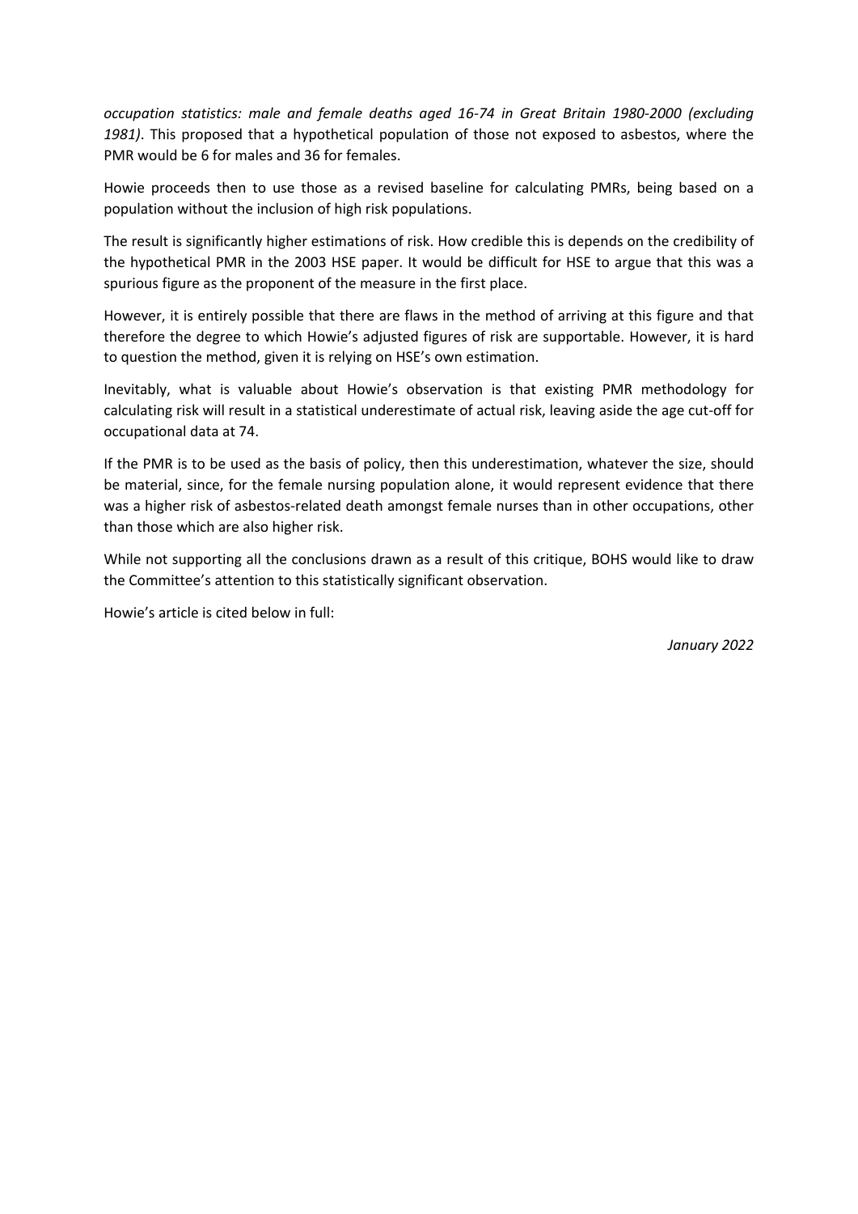*occupation statistics: male and female deaths aged 16-74 in Great Britain 1980-2000 (excluding 1981)*. This proposed that a hypothetical population of those not exposed to asbestos, where the PMR would be 6 for males and 36 for females.

Howie proceeds then to use those as a revised baseline for calculating PMRs, being based on a population without the inclusion of high risk populations.

The result is significantly higher estimations of risk. How credible this is depends on the credibility of the hypothetical PMR in the 2003 HSE paper. It would be difficult for HSE to argue that this was a spurious figure as the proponent of the measure in the first place.

However, it is entirely possible that there are flaws in the method of arriving at this figure and that therefore the degree to which Howie's adjusted figures of risk are supportable. However, it is hard to question the method, given it is relying on HSE's own estimation.

Inevitably, what is valuable about Howie's observation is that existing PMR methodology for calculating risk will result in a statistical underestimate of actual risk, leaving aside the age cut-off for occupational data at 74.

If the PMR is to be used as the basis of policy, then this underestimation, whatever the size, should be material, since, for the female nursing population alone, it would represent evidence that there was a higher risk of asbestos-related death amongst female nurses than in other occupations, other than those which are also higher risk.

While not supporting all the conclusions drawn as a result of this critique, BOHS would like to draw the Committee's attention to this statistically significant observation.

Howie's article is cited below in full:

*January 2022*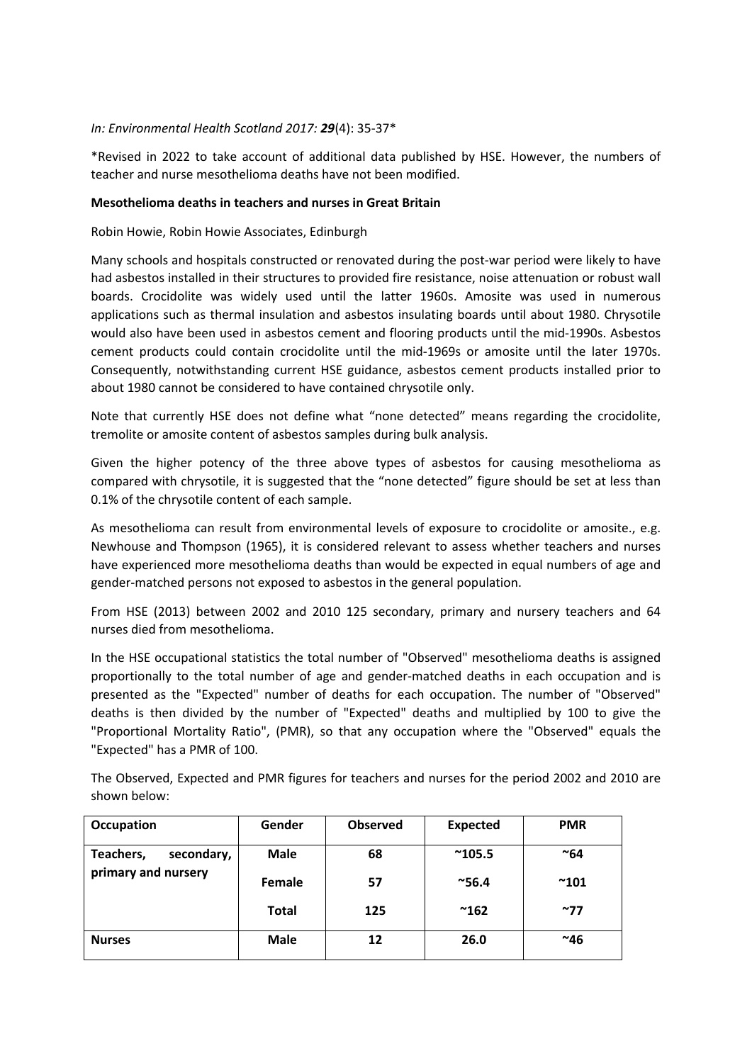*In: Environmental Health Scotland 2017: **29**(4): 35-37**

*Revised in 2022 to take account of additional data published by HSE. However, the numbers of teacher and nurse mesothelioma deaths have not been modified.

**Mesothelioma deaths in teachers and nurses in Great Britain**

Robin Howie, Robin Howie Associates, Edinburgh

Many schools and hospitals constructed or renovated during the post-war period were likely to have had asbestos installed in their structures to provided fire resistance, noise attenuation or robust wall boards. Crocidolite was widely used until the latter 1960s. Amosite was used in numerous applications such as thermal insulation and asbestos insulating boards until about 1980. Chrysotile would also have been used in asbestos cement and flooring products until the mid-1990s. Asbestos cement products could contain crocidolite until the mid-1969s or amosite until the later 1970s. Consequently, notwithstanding current HSE guidance, asbestos cement products installed prior to about 1980 cannot be considered to have contained chrysotile only.

Note that currently HSE does not define what "none detected" means regarding the crocidolite, tremolite or amosite content of asbestos samples during bulk analysis.

Given the higher potency of the three above types of asbestos for causing mesothelioma as compared with chrysotile, it is suggested that the "none detected" figure should be set at less than 0.1% of the chrysotile content of each sample.

As mesothelioma can result from environmental levels of exposure to crocidolite or amosite., e.g. Newhouse and Thompson (1965), it is considered relevant to assess whether teachers and nurses have experienced more mesothelioma deaths than would be expected in equal numbers of age and gender-matched persons not exposed to asbestos in the general population.

From HSE (2013) between 2002 and 2010 125 secondary, primary and nursery teachers and 64 nurses died from mesothelioma.

In the HSE occupational statistics the total number of "Observed" mesothelioma deaths is assigned proportionally to the total number of age and gender-matched deaths in each occupation and is presented as the "Expected" number of deaths for each occupation. The number of "Observed" deaths is then divided by the number of "Expected" deaths and multiplied by 100 to give the "Proportional Mortality Ratio", (PMR), so that any occupation where the "Observed" equals the "Expected" has a PMR of 100.

The Observed, Expected and PMR figures for teachers and nurses for the period 2002 and 2010 are shown below:

| Occupation | Gender | Observed | Expected | PMR |
|---|---|---|---|---|
| **Teachers, secondary, primary and nursery** | **Male** | **68** | **~105.5** | **~64** |
| | **Female** | **57** | **~56.4** | **~101** |
| | **Total** | **125** | **~162** | **~77** |
| **Nurses** | **Male** | **12** | **26.0** | **~46** |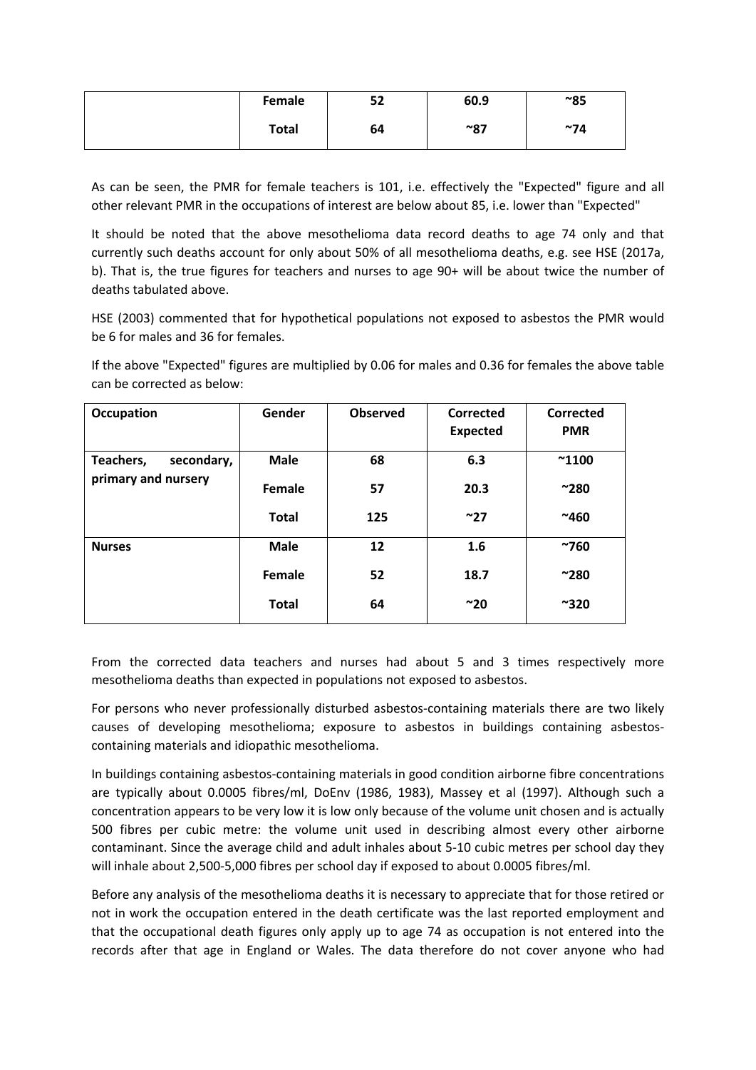| | | | | |
|---|---|---|---|---|
| | **Female** | **52** | **60.9** | **~85** |
| | **Total** | **64** | **~87** | **~74** |

As can be seen, the PMR for female teachers is 101, i.e. effectively the "Expected" figure and all other relevant PMR in the occupations of interest are below about 85, i.e. lower than "Expected"

It should be noted that the above mesothelioma data record deaths to age 74 only and that currently such deaths account for only about 50% of all mesothelioma deaths, e.g. see HSE (2017a, b). That is, the true figures for teachers and nurses to age 90+ will be about twice the number of deaths tabulated above.

HSE (2003) commented that for hypothetical populations not exposed to asbestos the PMR would be 6 for males and 36 for females.

If the above "Expected" figures are multiplied by 0.06 for males and 0.36 for females the above table can be corrected as below:

| Occupation | Gender | Observed | Corrected Expected | Corrected PMR |
|---|---|---|---|---|
| **Teachers, secondary, primary and nursery** | **Male** | **68** | **6.3** | **~1100** |
| | **Female** | **57** | **20.3** | **~280** |
| | **Total** | **125** | **~27** | **~460** |
| **Nurses** | **Male** | **12** | **1.6** | **~760** |
| | **Female** | **52** | **18.7** | **~280** |
| | **Total** | **64** | **~20** | **~320** |

From the corrected data teachers and nurses had about 5 and 3 times respectively more mesothelioma deaths than expected in populations not exposed to asbestos.

For persons who never professionally disturbed asbestos-containing materials there are two likely causes of developing mesothelioma; exposure to asbestos in buildings containing asbestos-containing materials and idiopathic mesothelioma.

In buildings containing asbestos-containing materials in good condition airborne fibre concentrations are typically about 0.0005 fibres/ml, DoEnv (1986, 1983), Massey et al (1997). Although such a concentration appears to be very low it is low only because of the volume unit chosen and is actually 500 fibres per cubic metre: the volume unit used in describing almost every other airborne contaminant. Since the average child and adult inhales about 5-10 cubic metres per school day they will inhale about 2,500-5,000 fibres per school day if exposed to about 0.0005 fibres/ml.

Before any analysis of the mesothelioma deaths it is necessary to appreciate that for those retired or not in work the occupation entered in the death certificate was the last reported employment and that the occupational death figures only apply up to age 74 as occupation is not entered into the records after that age in England or Wales. The data therefore do not cover anyone who had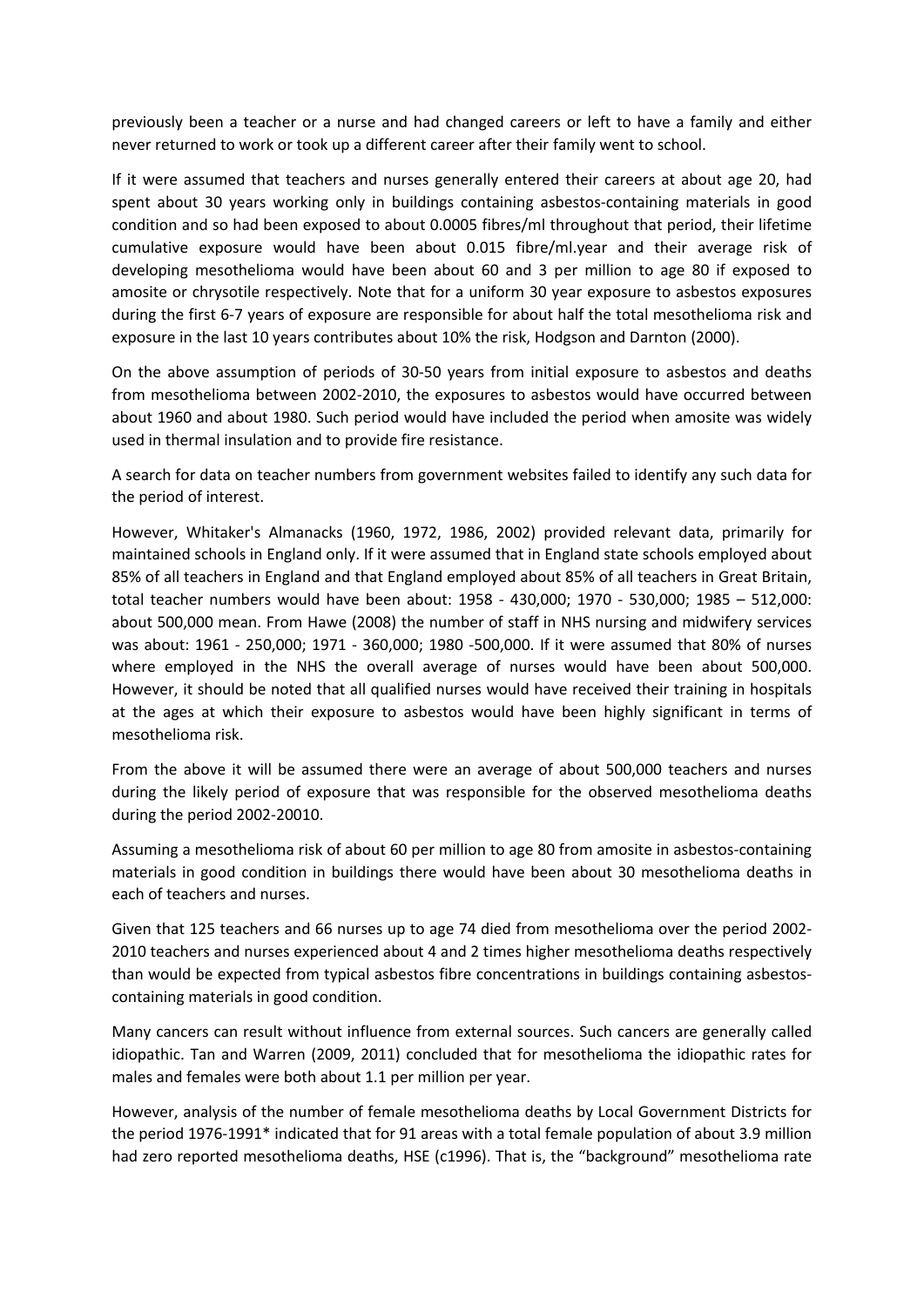previously been a teacher or a nurse and had changed careers or left to have a family and either never returned to work or took up a different career after their family went to school.

If it were assumed that teachers and nurses generally entered their careers at about age 20, had spent about 30 years working only in buildings containing asbestos-containing materials in good condition and so had been exposed to about 0.0005 fibres/ml throughout that period, their lifetime cumulative exposure would have been about 0.015 fibre/ml.year and their average risk of developing mesothelioma would have been about 60 and 3 per million to age 80 if exposed to amosite or chrysotile respectively. Note that for a uniform 30 year exposure to asbestos exposures during the first 6-7 years of exposure are responsible for about half the total mesothelioma risk and exposure in the last 10 years contributes about 10% the risk, Hodgson and Darnton (2000).

On the above assumption of periods of 30-50 years from initial exposure to asbestos and deaths from mesothelioma between 2002-2010, the exposures to asbestos would have occurred between about 1960 and about 1980. Such period would have included the period when amosite was widely used in thermal insulation and to provide fire resistance.

A search for data on teacher numbers from government websites failed to identify any such data for the period of interest.

However, Whitaker's Almanacks (1960, 1972, 1986, 2002) provided relevant data, primarily for maintained schools in England only. If it were assumed that in England state schools employed about 85% of all teachers in England and that England employed about 85% of all teachers in Great Britain, total teacher numbers would have been about: 1958 - 430,000; 1970 - 530,000; 1985 – 512,000: about 500,000 mean. From Hawe (2008) the number of staff in NHS nursing and midwifery services was about: 1961 - 250,000; 1971 - 360,000; 1980 -500,000. If it were assumed that 80% of nurses where employed in the NHS the overall average of nurses would have been about 500,000. However, it should be noted that all qualified nurses would have received their training in hospitals at the ages at which their exposure to asbestos would have been highly significant in terms of mesothelioma risk.

From the above it will be assumed there were an average of about 500,000 teachers and nurses during the likely period of exposure that was responsible for the observed mesothelioma deaths during the period 2002-20010.

Assuming a mesothelioma risk of about 60 per million to age 80 from amosite in asbestos-containing materials in good condition in buildings there would have been about 30 mesothelioma deaths in each of teachers and nurses.

Given that 125 teachers and 66 nurses up to age 74 died from mesothelioma over the period 2002-2010 teachers and nurses experienced about 4 and 2 times higher mesothelioma deaths respectively than would be expected from typical asbestos fibre concentrations in buildings containing asbestos-containing materials in good condition.

Many cancers can result without influence from external sources. Such cancers are generally called idiopathic. Tan and Warren (2009, 2011) concluded that for mesothelioma the idiopathic rates for males and females were both about 1.1 per million per year.

However, analysis of the number of female mesothelioma deaths by Local Government Districts for the period 1976-1991* indicated that for 91 areas with a total female population of about 3.9 million had zero reported mesothelioma deaths, HSE (c1996). That is, the "background" mesothelioma rate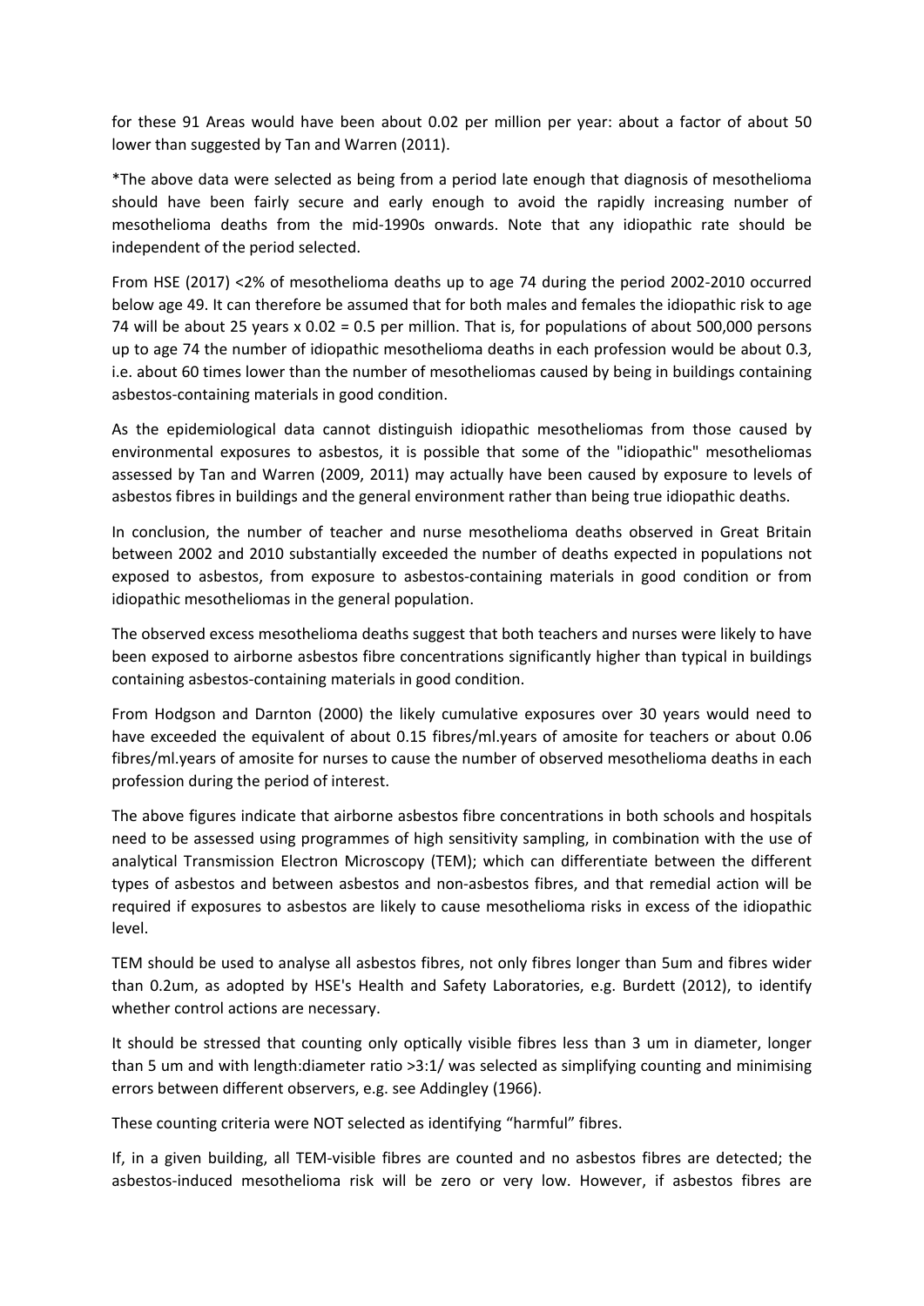for these 91 Areas would have been about 0.02 per million per year: about a factor of about 50 lower than suggested by Tan and Warren (2011).

*The above data were selected as being from a period late enough that diagnosis of mesothelioma should have been fairly secure and early enough to avoid the rapidly increasing number of mesothelioma deaths from the mid-1990s onwards. Note that any idiopathic rate should be independent of the period selected.

From HSE (2017) <2% of mesothelioma deaths up to age 74 during the period 2002-2010 occurred below age 49. It can therefore be assumed that for both males and females the idiopathic risk to age 74 will be about 25 years x 0.02 = 0.5 per million. That is, for populations of about 500,000 persons up to age 74 the number of idiopathic mesothelioma deaths in each profession would be about 0.3, i.e. about 60 times lower than the number of mesotheliomas caused by being in buildings containing asbestos-containing materials in good condition.

As the epidemiological data cannot distinguish idiopathic mesotheliomas from those caused by environmental exposures to asbestos, it is possible that some of the "idiopathic" mesotheliomas assessed by Tan and Warren (2009, 2011) may actually have been caused by exposure to levels of asbestos fibres in buildings and the general environment rather than being true idiopathic deaths.

In conclusion, the number of teacher and nurse mesothelioma deaths observed in Great Britain between 2002 and 2010 substantially exceeded the number of deaths expected in populations not exposed to asbestos, from exposure to asbestos-containing materials in good condition or from idiopathic mesotheliomas in the general population.

The observed excess mesothelioma deaths suggest that both teachers and nurses were likely to have been exposed to airborne asbestos fibre concentrations significantly higher than typical in buildings containing asbestos-containing materials in good condition.

From Hodgson and Darnton (2000) the likely cumulative exposures over 30 years would need to have exceeded the equivalent of about 0.15 fibres/ml.years of amosite for teachers or about 0.06 fibres/ml.years of amosite for nurses to cause the number of observed mesothelioma deaths in each profession during the period of interest.

The above figures indicate that airborne asbestos fibre concentrations in both schools and hospitals need to be assessed using programmes of high sensitivity sampling, in combination with the use of analytical Transmission Electron Microscopy (TEM); which can differentiate between the different types of asbestos and between asbestos and non-asbestos fibres, and that remedial action will be required if exposures to asbestos are likely to cause mesothelioma risks in excess of the idiopathic level.

TEM should be used to analyse all asbestos fibres, not only fibres longer than 5um and fibres wider than 0.2um, as adopted by HSE's Health and Safety Laboratories, e.g. Burdett (2012), to identify whether control actions are necessary.

It should be stressed that counting only optically visible fibres less than 3 um in diameter, longer than 5 um and with length:diameter ratio >3:1/ was selected as simplifying counting and minimising errors between different observers, e.g. see Addingley (1966).

These counting criteria were NOT selected as identifying "harmful" fibres.

If, in a given building, all TEM-visible fibres are counted and no asbestos fibres are detected; the asbestos-induced mesothelioma risk will be zero or very low. However, if asbestos fibres are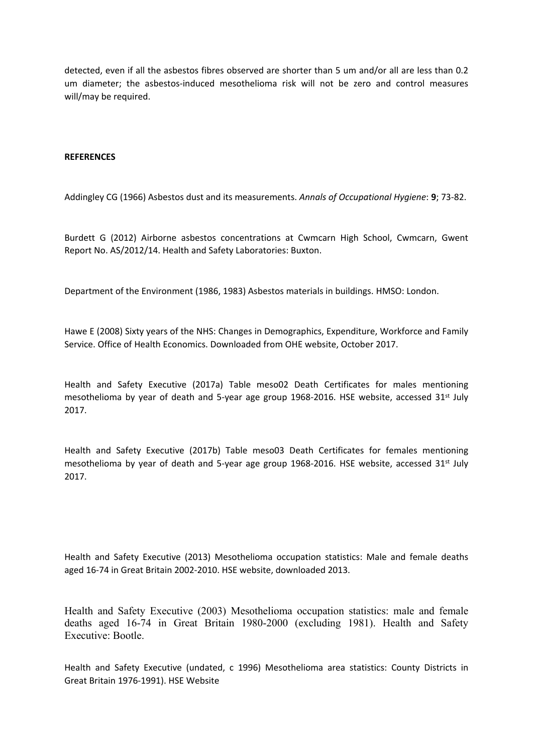detected, even if all the asbestos fibres observed are shorter than 5 um and/or all are less than 0.2 um diameter; the asbestos-induced mesothelioma risk will not be zero and control measures will/may be required.

**REFERENCES**

Addingley CG (1966) Asbestos dust and its measurements. *Annals of Occupational Hygiene*: **9**; 73-82.

Burdett G (2012) Airborne asbestos concentrations at Cwmcarn High School, Cwmcarn, Gwent Report No. AS/2012/14. Health and Safety Laboratories: Buxton.

Department of the Environment (1986, 1983) Asbestos materials in buildings. HMSO: London.

Hawe E (2008) Sixty years of the NHS: Changes in Demographics, Expenditure, Workforce and Family Service. Office of Health Economics. Downloaded from OHE website, October 2017.

Health and Safety Executive (2017a) Table meso02 Death Certificates for males mentioning mesothelioma by year of death and 5-year age group 1968-2016. HSE website, accessed 31st July 2017.

Health and Safety Executive (2017b) Table meso03 Death Certificates for females mentioning mesothelioma by year of death and 5-year age group 1968-2016. HSE website, accessed 31st July 2017.

Health and Safety Executive (2013) Mesothelioma occupation statistics: Male and female deaths aged 16-74 in Great Britain 2002-2010. HSE website, downloaded 2013.

Health and Safety Executive (2003) Mesothelioma occupation statistics: male and female deaths aged 16-74 in Great Britain 1980-2000 (excluding 1981). Health and Safety Executive: Bootle.

Health and Safety Executive (undated, c 1996) Mesothelioma area statistics: County Districts in Great Britain 1976-1991). HSE Website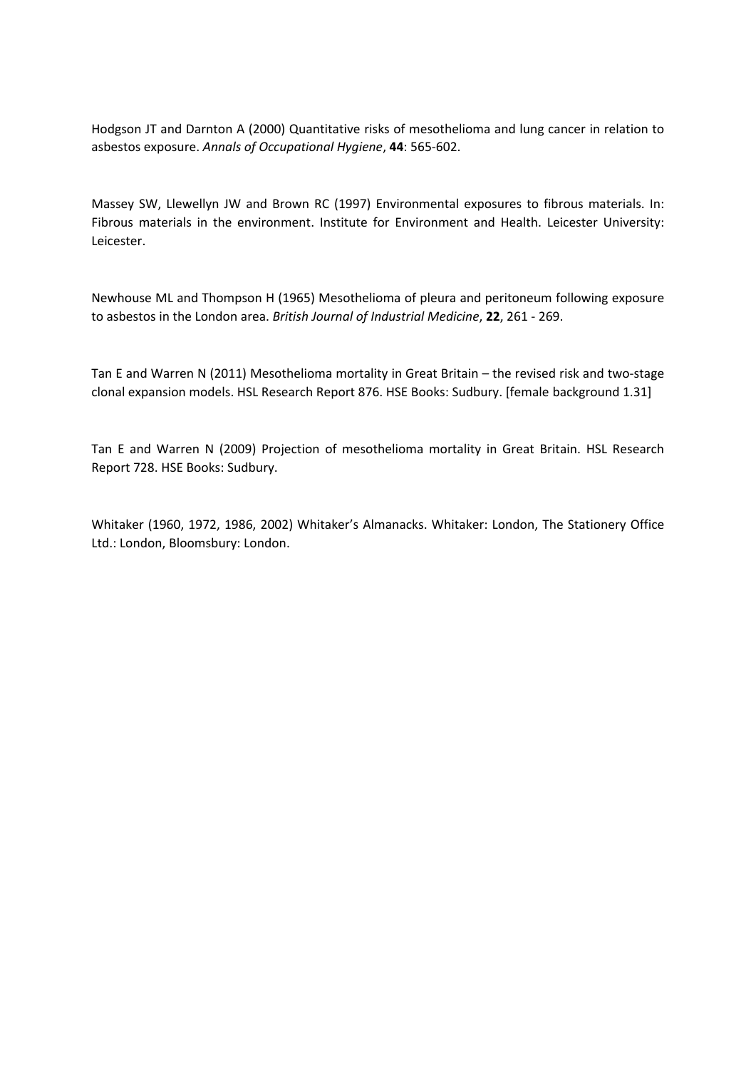Hodgson JT and Darnton A (2000) Quantitative risks of mesothelioma and lung cancer in relation to asbestos exposure. *Annals of Occupational Hygiene*, **44**: 565-602.

Massey SW, Llewellyn JW and Brown RC (1997) Environmental exposures to fibrous materials. In: Fibrous materials in the environment. Institute for Environment and Health. Leicester University: Leicester.

Newhouse ML and Thompson H (1965) Mesothelioma of pleura and peritoneum following exposure to asbestos in the London area. *British Journal of Industrial Medicine*, **22**, 261 - 269.

Tan E and Warren N (2011) Mesothelioma mortality in Great Britain – the revised risk and two-stage clonal expansion models. HSL Research Report 876. HSE Books: Sudbury. [female background 1.31]

Tan E and Warren N (2009) Projection of mesothelioma mortality in Great Britain. HSL Research Report 728. HSE Books: Sudbury.

Whitaker (1960, 1972, 1986, 2002) Whitaker's Almanacks. Whitaker: London, The Stationery Office Ltd.: London, Bloomsbury: London.